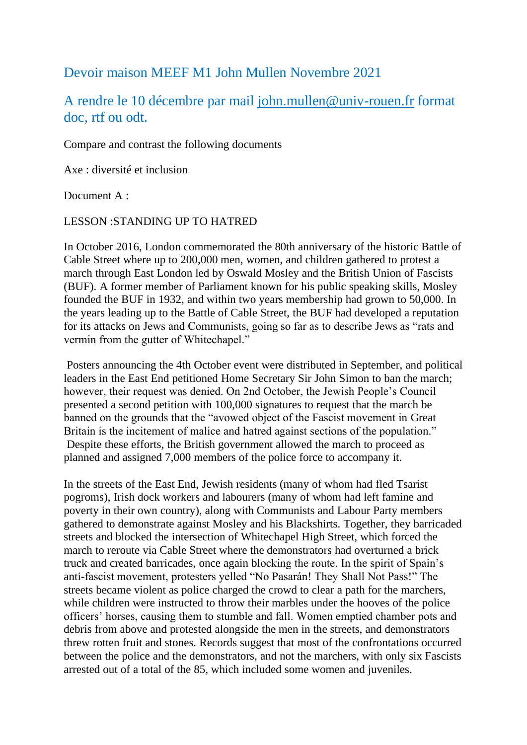# Devoir maison MEEF M1 John Mullen Novembre 2021

## A rendre le 10 décembre par mail john.mullen@univ-rouen.fr format doc, rtf ou odt.

Compare and contrast the following documents

Axe : diversité et inclusion

Document A :

LESSON :STANDING UP TO HATRED

In October 2016, London commemorated the 80th anniversary of the historic Battle of Cable Street where up to 200,000 men, women, and children gathered to protest a march through East London led by Oswald Mosley and the British Union of Fascists (BUF). A former member of Parliament known for his public speaking skills, Mosley founded the BUF in 1932, and within two years membership had grown to 50,000. In the years leading up to the Battle of Cable Street, the BUF had developed a reputation for its attacks on Jews and Communists, going so far as to describe Jews as "rats and vermin from the gutter of Whitechapel."

Posters announcing the 4th October event were distributed in September, and political leaders in the East End petitioned Home Secretary Sir John Simon to ban the march; however, their request was denied. On 2nd October, the Jewish People's Council presented a second petition with 100,000 signatures to request that the march be banned on the grounds that the "avowed object of the Fascist movement in Great Britain is the incitement of malice and hatred against sections of the population." Despite these efforts, the British government allowed the march to proceed as planned and assigned 7,000 members of the police force to accompany it.

In the streets of the East End, Jewish residents (many of whom had fled Tsarist pogroms), Irish dock workers and labourers (many of whom had left famine and poverty in their own country), along with Communists and Labour Party members gathered to demonstrate against Mosley and his Blackshirts. Together, they barricaded streets and blocked the intersection of Whitechapel High Street, which forced the march to reroute via Cable Street where the demonstrators had overturned a brick truck and created barricades, once again blocking the route. In the spirit of Spain's anti-fascist movement, protesters yelled "No Pasarán! They Shall Not Pass!" The streets became violent as police charged the crowd to clear a path for the marchers, while children were instructed to throw their marbles under the hooves of the police officers' horses, causing them to stumble and fall. Women emptied chamber pots and debris from above and protested alongside the men in the streets, and demonstrators threw rotten fruit and stones. Records suggest that most of the confrontations occurred between the police and the demonstrators, and not the marchers, with only six Fascists arrested out of a total of the 85, which included some women and juveniles.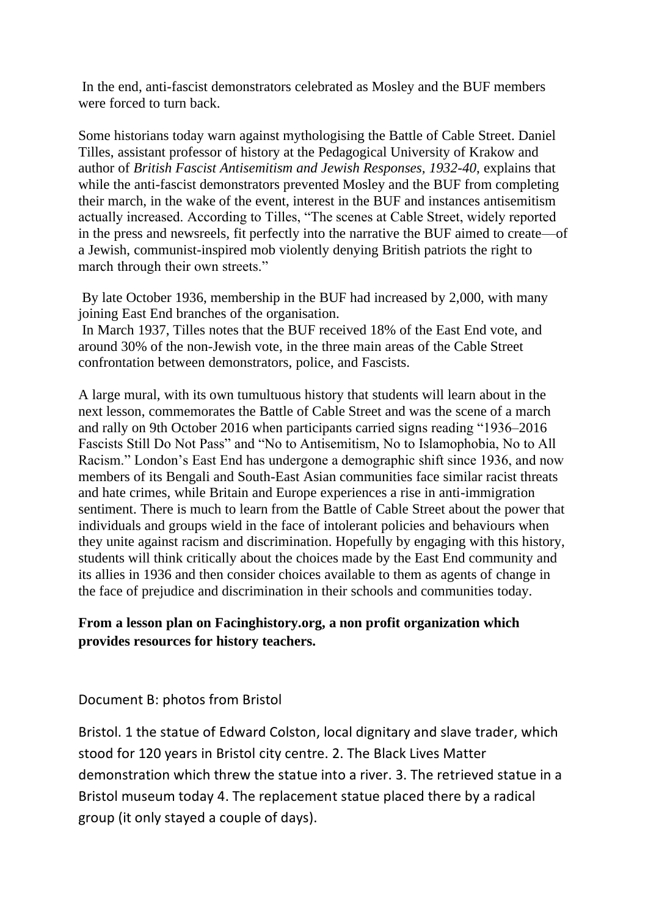In the end, anti-fascist demonstrators celebrated as Mosley and the BUF members were forced to turn back.

Some historians today warn against mythologising the Battle of Cable Street. Daniel Tilles, assistant professor of history at the Pedagogical University of Krakow and author of *British Fascist Antisemitism and Jewish Responses, 1932-40*, explains that while the anti-fascist demonstrators prevented Mosley and the BUF from completing their march, in the wake of the event, interest in the BUF and instances antisemitism actually increased. According to Tilles, "The scenes at Cable Street, widely reported in the press and newsreels, fit perfectly into the narrative the BUF aimed to create—of a Jewish, communist-inspired mob violently denying British patriots the right to march through their own streets."

By late October 1936, membership in the BUF had increased by 2,000, with many joining East End branches of the organisation.
In March 1937, Tilles notes that the BUF received 18% of the East End vote, and around 30% of the non-Jewish vote, in the three main areas of the Cable Street confrontation between demonstrators, police, and Fascists.

A large mural, with its own tumultuous history that students will learn about in the next lesson, commemorates the Battle of Cable Street and was the scene of a march and rally on 9th October 2016 when participants carried signs reading "1936–2016 Fascists Still Do Not Pass" and "No to Antisemitism, No to Islamophobia, No to All Racism." London's East End has undergone a demographic shift since 1936, and now members of its Bengali and South-East Asian communities face similar racist threats and hate crimes, while Britain and Europe experiences a rise in anti-immigration sentiment. There is much to learn from the Battle of Cable Street about the power that individuals and groups wield in the face of intolerant policies and behaviours when they unite against racism and discrimination. Hopefully by engaging with this history, students will think critically about the choices made by the East End community and its allies in 1936 and then consider choices available to them as agents of change in the face of prejudice and discrimination in their schools and communities today.

**From a lesson plan on Facinghistory.org, a non profit organization which provides resources for history teachers.**

Document B: photos from Bristol

Bristol. 1 the statue of Edward Colston, local dignitary and slave trader, which stood for 120 years in Bristol city centre. 2. The Black Lives Matter demonstration which threw the statue into a river. 3. The retrieved statue in a Bristol museum today 4. The replacement statue placed there by a radical group (it only stayed a couple of days).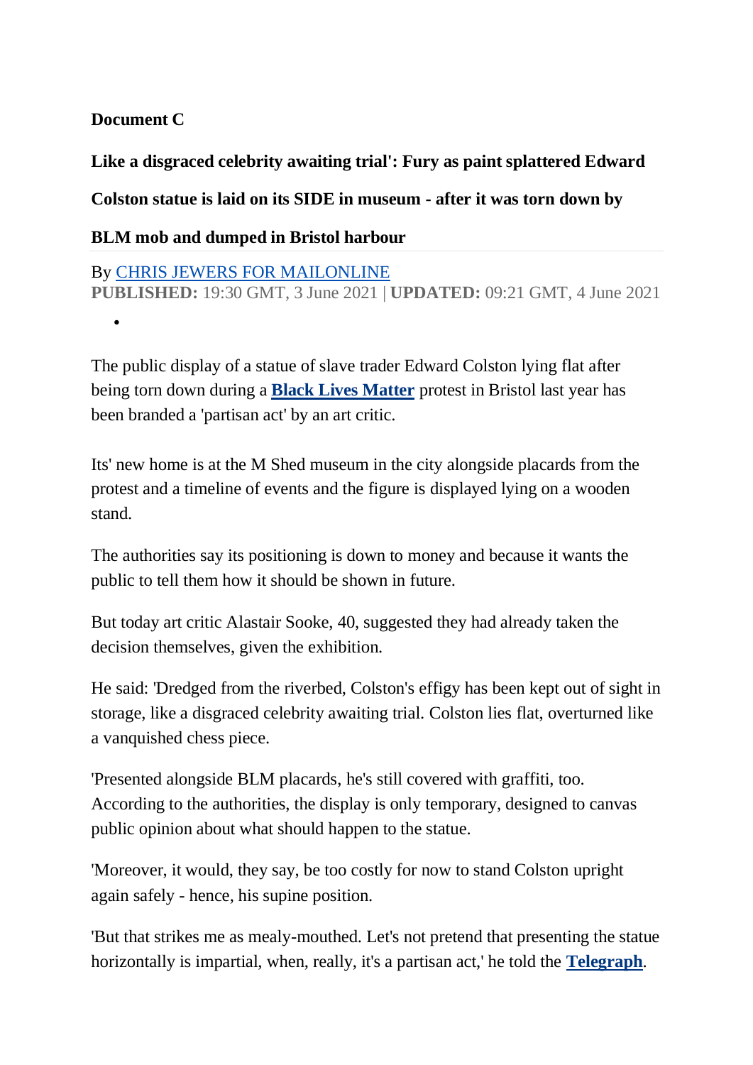**Document C**

**Like a disgraced celebrity awaiting trial': Fury as paint splattered Edward Colston statue is laid on its SIDE in museum - after it was torn down by BLM mob and dumped in Bristol harbour**

By CHRIS JEWERS FOR MAILONLINE
**PUBLISHED:** 19:30 GMT, 3 June 2021 | **UPDATED:** 09:21 GMT, 4 June 2021

The public display of a statue of slave trader Edward Colston lying flat after being torn down during a **Black Lives Matter** protest in Bristol last year has been branded a 'partisan act' by an art critic.

Its' new home is at the M Shed museum in the city alongside placards from the protest and a timeline of events and the figure is displayed lying on a wooden stand.

The authorities say its positioning is down to money and because it wants the public to tell them how it should be shown in future.

But today art critic Alastair Sooke, 40, suggested they had already taken the decision themselves, given the exhibition.

He said: 'Dredged from the riverbed, Colston's effigy has been kept out of sight in storage, like a disgraced celebrity awaiting trial. Colston lies flat, overturned like a vanquished chess piece.

'Presented alongside BLM placards, he's still covered with graffiti, too. According to the authorities, the display is only temporary, designed to canvas public opinion about what should happen to the statue.

'Moreover, it would, they say, be too costly for now to stand Colston upright again safely - hence, his supine position.

'But that strikes me as mealy-mouthed. Let's not pretend that presenting the statue horizontally is impartial, when, really, it's a partisan act,' he told the **Telegraph**.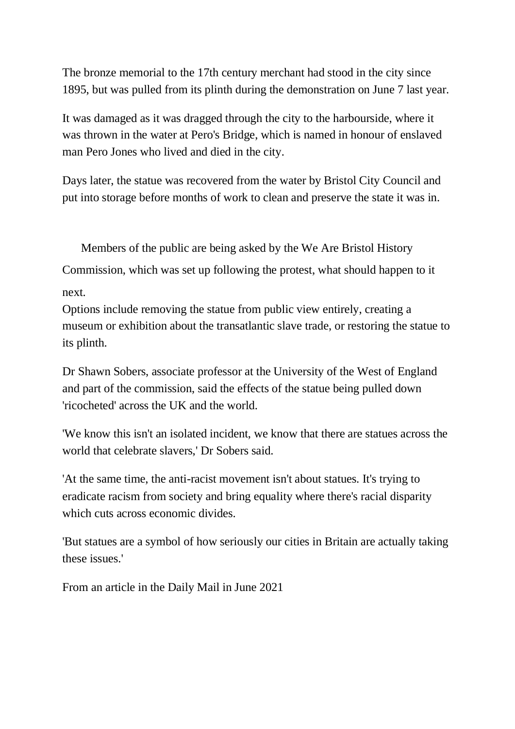The bronze memorial to the 17th century merchant had stood in the city since 1895, but was pulled from its plinth during the demonstration on June 7 last year.

It was damaged as it was dragged through the city to the harbourside, where it was thrown in the water at Pero's Bridge, which is named in honour of enslaved man Pero Jones who lived and died in the city.

Days later, the statue was recovered from the water by Bristol City Council and put into storage before months of work to clean and preserve the state it was in.

Members of the public are being asked by the We Are Bristol History Commission, which was set up following the protest, what should happen to it next.

Options include removing the statue from public view entirely, creating a museum or exhibition about the transatlantic slave trade, or restoring the statue to its plinth.

Dr Shawn Sobers, associate professor at the University of the West of England and part of the commission, said the effects of the statue being pulled down 'ricocheted' across the UK and the world.

'We know this isn't an isolated incident, we know that there are statues across the world that celebrate slavers,' Dr Sobers said.

'At the same time, the anti-racist movement isn't about statues. It's trying to eradicate racism from society and bring equality where there's racial disparity which cuts across economic divides.

'But statues are a symbol of how seriously our cities in Britain are actually taking these issues.'

From an article in the Daily Mail in June 2021